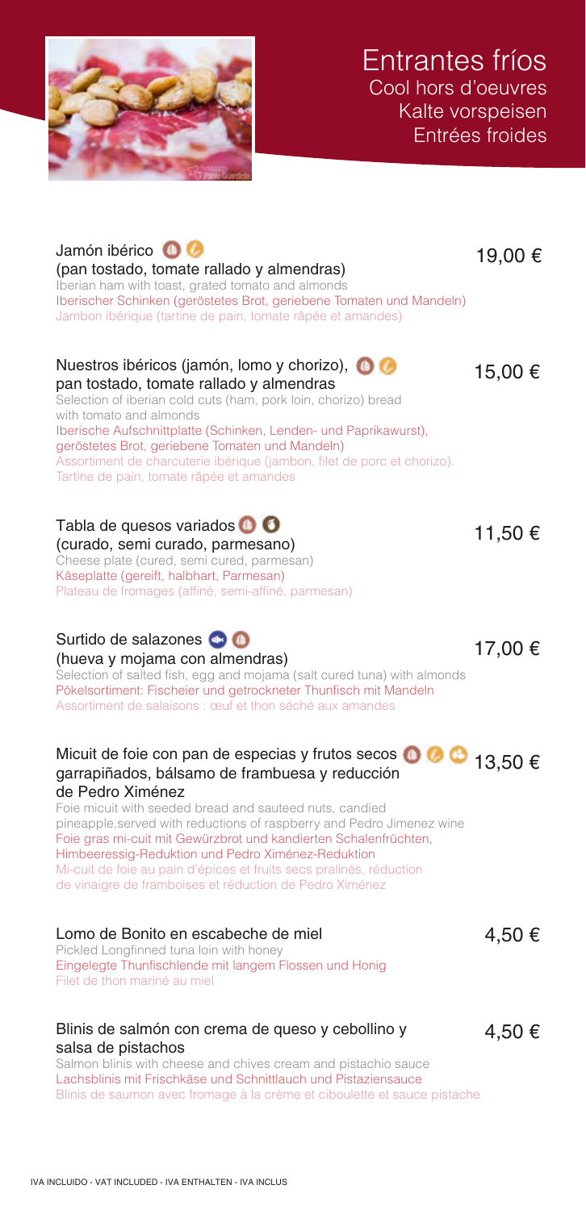# Entrantes fríos

Cool hors d'oeuvres
Kalte vorspeisen
Entrées froides

**Jamón ibérico** — 19,00 €
(pan tostado, tomate rallado y almendras)
Iberian ham with toast, grated tomato and almonds
Iberischer Schinken (geröstetes Brot, geriebene Tomaten und Mandeln)
Jambon ibérique (tartine de pain, tomate râpée et amandes)

**Nuestros ibéricos (jamón, lomo y chorizo), pan tostado, tomate rallado y almendras** — 15,00 €
Selection of iberian cold cuts (ham, pork loin, chorizo) bread with tomato and almonds
Iberische Aufschnittplatte (Schinken, Lenden- und Paprikawurst), geröstetes Brot, geriebene Tomaten und Mandeln)
Assortiment de charcuterie ibérique (jambon, filet de porc et chorizo). Tartine de pain, tomate râpée et amandes

**Tabla de quesos variados** — 11,50 €
(curado, semi curado, parmesano)
Cheese plate (cured, semi cured, parmesan)
Käseplatte (gereift, halbhart, Parmesan)
Plateau de fromages (affiné, semi-affiné, parmesan)

**Surtido de salazones** — 17,00 €
(hueva y mojama con almendras)
Selection of salted fish, egg and mojama (salt cured tuna) with almonds
Pökelsortiment: Fischeier und getrockneter Thunfisch mit Mandeln
Assortiment de salaisons : œuf et thon séché aux amandes

**Micuit de foie con pan de especias y frutos secos garrapiñados, bálsamo de frambuesa y reducción de Pedro Ximénez** — 13,50 €
Foie micuit with seeded bread and sauteed nuts, candied pineapple,served with reductions of raspberry and Pedro Jimenez wine
Foie gras mi-cuit mit Gewürzbrot und kandierten Schalenfrüchten, Himbeeressig-Reduktion und Pedro Ximénez-Reduktion
Mi-cuit de foie au pain d'épices et fruits secs pralinés, réduction de vinaigre de framboises et réduction de Pedro Ximénez

**Lomo de Bonito en escabeche de miel** — 4,50 €
Pickled Longfinned tuna loin with honey
Eingelegte Thunfischlende mit langem Flossen und Honig
Filet de thon mariné au miel

**Blinis de salmón con crema de queso y cebollino y salsa de pistachos** — 4,50 €
Salmon blinis with cheese and chives cream and pistachio sauce
Lachsblinis mit Frischkäse und Schnittlauch und Pistaziensauce
Blinis de saumon avec fromage à la crème et ciboulette et sauce pistache

IVA INCLUIDO - VAT INCLUDED - IVA ENTHALTEN - IVA INCLUS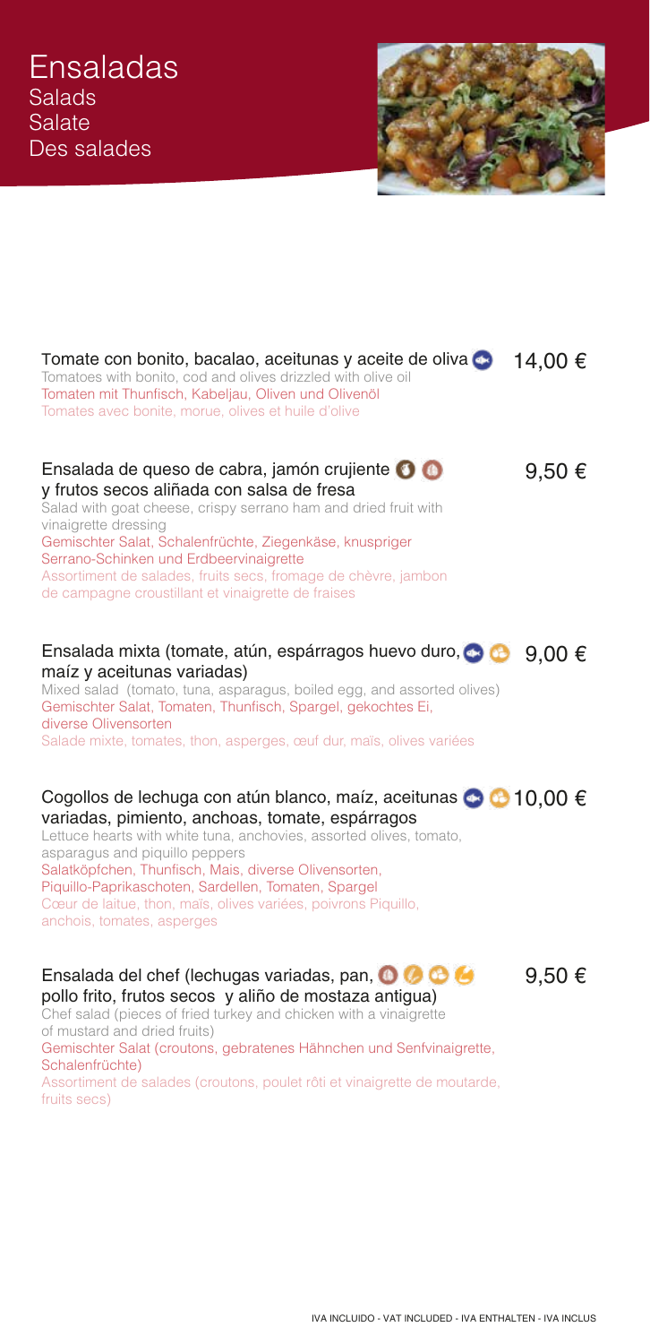# Ensaladas

## Salads

## Salate

## Des salades

**Tomate con bonito, bacalao, aceitunas y aceite de oliva** — 14,00 €

Tomatoes with bonito, cod and olives drizzled with olive oil

Tomaten mit Thunfisch, Kabeljau, Oliven und Olivenöl

Tomates avec bonite, morue, olives et huile d'olive

**Ensalada de queso de cabra, jamón crujiente y frutos secos aliñada con salsa de fresa** — 9,50 €

Salad with goat cheese, crispy serrano ham and dried fruit with vinaigrette dressing

Gemischter Salat, Schalenfrüchte, Ziegenkäse, knuspriger Serrano-Schinken und Erdbeervinaigrette

Assortiment de salades, fruits secs, fromage de chèvre, jambon de campagne croustillant et vinaigrette de fraises

**Ensalada mixta (tomate, atún, espárragos huevo duro, maíz y aceitunas variadas)** — 9,00 €

Mixed salad (tomato, tuna, asparagus, boiled egg, and assorted olives)

Gemischter Salat, Tomaten, Thunfisch, Spargel, gekochtes Ei, diverse Olivensorten

Salade mixte, tomates, thon, asperges, œuf dur, maïs, olives variées

**Cogollos de lechuga con atún blanco, maíz, aceitunas variadas, pimiento, anchoas, tomate, espárragos** — 10,00 €

Lettuce hearts with white tuna, anchovies, assorted olives, tomato, asparagus and piquillo peppers

Salatköpfchen, Thunfisch, Mais, diverse Olivensorten, Piquillo-Paprikaschoten, Sardellen, Tomaten, Spargel

Cœur de laitue, thon, maïs, olives variées, poivrons Piquillo, anchois, tomates, asperges

**Ensalada del chef (lechugas variadas, pan, pollo frito, frutos secos y aliño de mostaza antigua)** — 9,50 €

Chef salad (pieces of fried turkey and chicken with a vinaigrette of mustard and dried fruits)

Gemischter Salat (croutons, gebratenes Hähnchen und Senfvinaigrette, Schalenfrüchte)

Assortiment de salades (croutons, poulet rôti et vinaigrette de moutarde, fruits secs)

IVA INCLUIDO - VAT INCLUDED - IVA ENTHALTEN - IVA INCLUS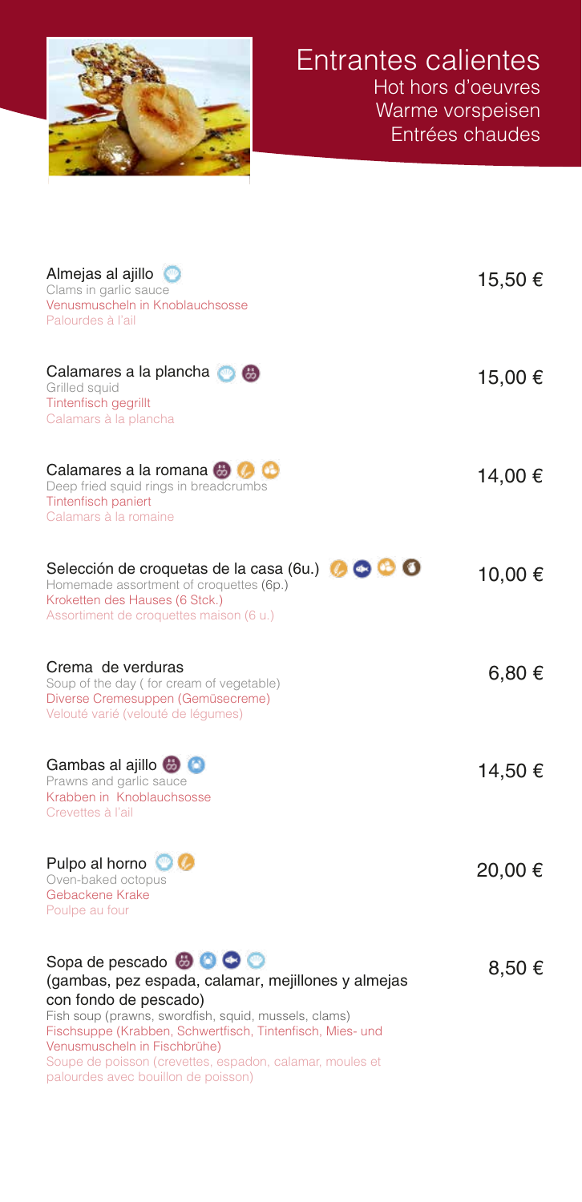# Entrantes calientes

Hot hors d'oeuvres
Warme vorspeisen
Entrées chaudes

**Almejas al ajillo** — 15,50 €
Clams in garlic sauce
Venusmuscheln in Knoblauchsosse
Palourdes à l'ail

**Calamares a la plancha** — 15,00 €
Grilled squid
Tintenfisch gegrillt
Calamars à la plancha

**Calamares a la romana** — 14,00 €
Deep fried squid rings in breadcrumbs
Tintenfisch paniert
Calamars à la romaine

**Selección de croquetas de la casa (6u.)** — 10,00 €
Homemade assortment of croquettes (6p.)
Kroketten des Hauses (6 Stck.)
Assortiment de croquettes maison (6 u.)

**Crema de verduras** — 6,80 €
Soup of the day ( for cream of vegetable)
Diverse Cremesuppen (Gemüsecreme)
Velouté varié (velouté de légumes)

**Gambas al ajillo** — 14,50 €
Prawns and garlic sauce
Krabben in Knoblauchsosse
Crevettes à l'ail

**Pulpo al horno** — 20,00 €
Oven-baked octopus
Gebackene Krake
Poulpe au four

**Sopa de pescado** — 8,50 €
(gambas, pez espada, calamar, mejillones y almejas con fondo de pescado)
Fish soup (prawns, swordfish, squid, mussels, clams)
Fischsuppe (Krabben, Schwertfisch, Tintenfisch, Mies- und Venusmuscheln in Fischbrühe)
Soupe de poisson (crevettes, espadon, calamar, moules et palourdes avec bouillon de poisson)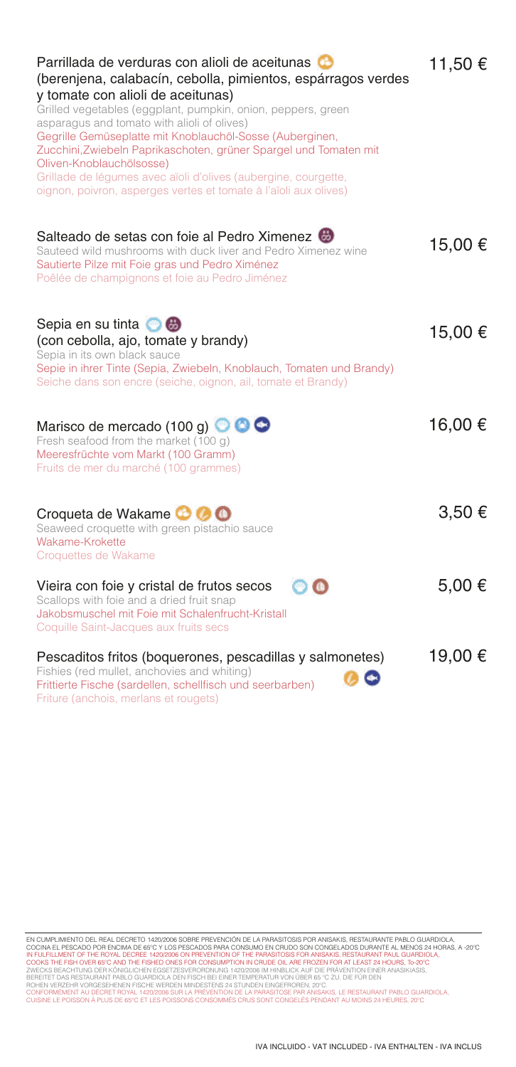**Parrillada de verduras con alioli de aceitunas** — 11,50 €
**(berenjena, calabacín, cebolla, pimientos, espárragos verdes y tomate con alioli de aceitunas)**
Grilled vegetables (eggplant, pumpkin, onion, peppers, green asparagus and tomato with alioli of olives)
Gegrille Gemüseplatte mit Knoblauchöl-Sosse (Auberginen, Zucchini,Zwiebeln Paprikaschoten, grüner Spargel und Tomaten mit Oliven-Knoblauchölsosse)
Grillade de légumes avec aïoli d'olives (aubergine, courgette, oignon, poivron, asperges vertes et tomate à l'aïoli aux olives)

**Salteado de setas con foie al Pedro Ximenez** — 15,00 €
Sauteed wild mushrooms with duck liver and Pedro Ximenez wine
Sautierte Pilze mit Foie gras und Pedro Ximénez
Poêlée de champignons et foie au Pedro Jiménez

**Sepia en su tinta** — 15,00 €
**(con cebolla, ajo, tomate y brandy)**
Sepia in its own black sauce
Sepie in ihrer Tinte (Sepia, Zwiebeln, Knoblauch, Tomaten und Brandy)
Seiche dans son encre (seiche, oignon, ail, tomate et Brandy)

**Marisco de mercado (100 g)** — 16,00 €
Fresh seafood from the market (100 g)
Meeresfrüchte vom Markt (100 Gramm)
Fruits de mer du marché (100 grammes)

**Croqueta de Wakame** — 3,50 €
Seaweed croquette with green pistachio sauce
Wakame-Krokette
Croquettes de Wakame

**Vieira con foie y cristal de frutos secos** — 5,00 €
Scallops with foie and a dried fruit snap
Jakobsmuschel mit Foie mit Schalenfrucht-Kristall
Coquille Saint-Jacques aux fruits secs

**Pescaditos fritos (boquerones, pescadillas y salmonetes)** — 19,00 €
Fishies (red mullet, anchovies and whiting)
Frittierte Fische (sardellen, schellfisch und seerbarben)
Friture (anchois, merlans et rougets)

EN CUMPLIMIENTO DEL REAL DECRETO 1420/2006 SOBRE PREVENCIÓN DE LA PARASITOSIS POR ANISAKIS, RESTAURANTE PABLO GUARDIOLA, COCINA EL PESCADO POR ENCIMA DE 65°C Y LOS PESCADOS PARA CONSUMO EN CRUDO SON CONGELADOS DURANTE AL MENOS 24 HORAS, A -20°C
IN FULFILLMENT OF THE ROYAL DECREE 1420/2006 ON PREVENTION OF THE PARASITOSIS FOR ANISAKIS, RESTAURANT PAUL GUARDIOLA, COOKS THE FISH OVER 65°C AND THE FISHED ONES FOR CONSUMPTION IN CRUDE OIL ARE FROZEN FOR AT LEAST 24 HOURS, To-20°C
ZWECKS BEACHTUNG DER KÖNIGLICHEN EGSETZESVERORDNUNG 1420/2006 IM HINBLICK AUF DIE PRÄVENTION EINER ANASIKIASIS, BEREITET DAS RESTAURANT PABLO GUARDIOLA DEN FISCH BEI EINER TEMPERATUR VON ÜBER 65 °C ZU. DIE FÜR DEN ROHEN VERZEHR VORGESEHENEN FISCHE WERDEN MINDESTENS 24 STUNDEN EINGEFROREN, 20°C.
CONFORMÉMENT AU DÉCRET ROYAL 1420/2006 SUR LA PRÉVENTION DE LA PARASITOSE PAR ANISAKIS, LE RESTAURANT PABLO GUARDIOLA, CUISINE LE POISSON À PLUS DE 65°C ET LES POISSONS CONSOMMÉS CRUS SONT CONGELÉS PENDANT AU MOINS 24 HEURES, 20°C

IVA INCLUIDO - VAT INCLUDED - IVA ENTHALTEN - IVA INCLUS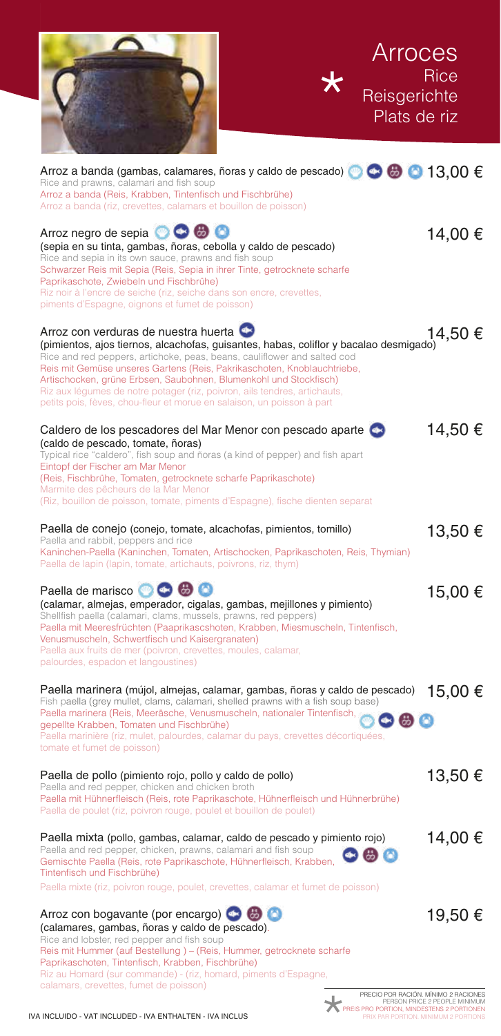# Arroces

## * Rice / Reisgerichte / Plats de riz

**Arroz a banda** (gambas, calamares, ñoras y caldo de pescado) — **13,00 €**
Rice and prawns, calamari and fish soup
Arroz a banda (Reis, Krabben, Tintenfisch und Fischbrühe)
Arroz a banda (riz, crevettes, calamars et bouillon de poisson)

**Arroz negro de sepia** — **14,00 €**
(sepia en su tinta, gambas, ñoras, cebolla y caldo de pescado)
Rice and sepia in its own sauce, prawns and fish soup
Schwarzer Reis mit Sepia (Reis, Sepia in ihrer Tinte, getrocknete scharfe Paprikaschote, Zwiebeln und Fischbrühe)
Riz noir à l'encre de seiche (riz, seiche dans son encre, crevettes, piments d'Espagne, oignons et fumet de poisson)

**Arroz con verduras de nuestra huerta** — **14,50 €**
(pimientos, ajos tiernos, alcachofas, guisantes, habas, coliflor y bacalao desmigado)
Rice and red peppers, artichoke, peas, beans, cauliflower and salted cod
Reis mit Gemüse unseres Gartens (Reis, Pakrikaschoten, Knoblauchtriebe, Artischocken, grüne Erbsen, Saubohnen, Blumenkohl und Stockfisch)
Riz aux légumes de notre potager (riz, poivron, ails tendres, artichauts, petits pois, fèves, chou-fleur et morue en salaison, un poisson à part

**Caldero de los pescadores del Mar Menor con pescado aparte** — **14,50 €**
(caldo de pescado, tomate, ñoras)
Typical rice "caldero", fish soup and ñoras (a kind of pepper) and fish apart
Eintopf der Fischer am Mar Menor
(Reis, Fischbrühe, Tomaten, getrocknete scharfe Paprikaschote)
Marmite des pêcheurs de la Mar Menor
(Riz, bouillon de poisson, tomate, piments d'Espagne), fische dienten separat

**Paella de conejo** (conejo, tomate, alcachofas, pimientos, tomillo) — **13,50 €**
Paella and rabbit, peppers and rice
Kaninchen-Paella (Kaninchen, Tomaten, Artischocken, Paprikaschoten, Reis, Thymian)
Paella de lapin (lapin, tomate, artichauts, poivrons, riz, thym)

**Paella de marisco** — **15,00 €**
(calamar, almejas, emperador, cigalas, gambas, mejillones y pimiento)
Shellfish paella (calamari, clams, mussels, prawns, red peppers)
Paella mit Meeresfrüchten (Paaprikascshoten, Krabben, Miesmuscheln, Tintenfisch, Venusmuscheln, Schwertfisch und Kaisergranaten)
Paella aux fruits de mer (poivron, crevettes, moules, calamar, palourdes, espadon et langoustines)

**Paella marinera** (mújol, almejas, calamar, gambas, ñoras y caldo de pescado) — **15,00 €**
Fish paella (grey mullet, clams, calamari, shelled prawns with a fish soup base)
Paella marinera (Reis, Meeräsche, Venusmuscheln, nationaler Tintenfisch, gepellte Krabben, Tomaten und Fischbrühe)
Paella marinière (riz, mulet, palourdes, calamar du pays, crevettes décortiquées, tomate et fumet de poisson)

**Paella de pollo** (pimiento rojo, pollo y caldo de pollo) — **13,50 €**
Paella and red pepper, chicken and chicken broth
Paella mit Hühnerfleisch (Reis, rote Paprikaschote, Hühnerfleisch und Hühnerbrühe)
Paella de poulet (riz, poivron rouge, poulet et bouillon de poulet)

**Paella mixta** (pollo, gambas, calamar, caldo de pescado y pimiento rojo) — **14,00 €**
Paella and red pepper, chicken, prawns, calamari and fish soup
Gemischte Paella (Reis, rote Paprikaschote, Hühnerfleisch, Krabben, Tintenfisch und Fischbrühe)
Paella mixte (riz, poivron rouge, poulet, crevettes, calamar et fumet de poisson)

**Arroz con bogavante (por encargo)** — **19,50 €**
(calamares, gambas, ñoras y caldo de pescado).
Rice and lobster, red pepper and fish soup
Reis mit Hummer (auf Bestellung ) – (Reis, Hummer, getrocknete scharfe Paprikaschoten, Tintenfisch, Krabben, Fischbrühe)
Riz au Homard (sur commande) - (riz, homard, piments d'Espagne, calamars, crevettes, fumet de poisson)

IVA INCLUIDO - VAT INCLUDED - IVA ENTHALTEN - IVA INCLUS

\* PRECIO POR RACIÓN. MÍNIMO 2 RACIONES
PERSON PRICE 2 PEOPLE MINIMUM
PREIS PRO PORTION, MINDESTENS 2 PORTIONEN
PRIX PAR PORTION: MINIMUM 2 PORTIONS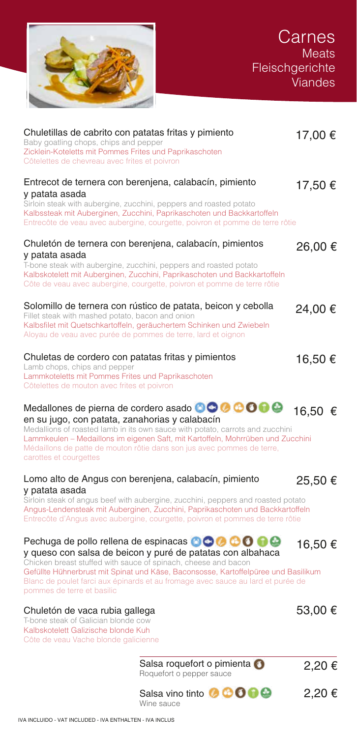# Carnes
## Meats
## Fleischgerichte
## Viandes

**Chuletillas de cabrito con patatas fritas y pimiento** — 17,00 €
Baby goatling chops, chips and pepper
Zicklein-Koteletts mit Pommes Frites und Paprikaschoten
Côtelettes de chevreau avec frites et poivron

**Entrecot de ternera con berenjena, calabacín, pimiento y patata asada** — 17,50 €
Sirloin steak with aubergine, zucchini, peppers and roasted potato
Kalbssteak mit Auberginen, Zucchini, Paprikaschoten und Backkartoffeln
Entrecôte de veau avec aubergine, courgette, poivron et pomme de terre rôtie

**Chuletón de ternera con berenjena, calabacín, pimientos y patata asada** — 26,00 €
T-bone steak with aubergine, zucchini, peppers and roasted potato
Kalbskotelett mit Auberginen, Zucchini, Paprikaschoten und Backkartoffeln
Côte de veau avec aubergine, courgette, poivron et pomme de terre rôtie

**Solomillo de ternera con rústico de patata, beicon y cebolla** — 24,00 €
Fillet steak with mashed potato, bacon and onion
Kalbsfilet mit Quetschkartoffeln, geräuchertem Schinken und Zwiebeln
Aloyau de veau avec purée de pommes de terre, lard et oignon

**Chuletas de cordero con patatas fritas y pimientos** — 16,50 €
Lamb chops, chips and pepper
Lammkoteletts mit Pommes Frites und Paprikaschoten
Côtelettes de mouton avec frites et poivron

**Medallones de pierna de cordero asado en su jugo, con patata, zanahorias y calabacín** — 16,50 €
Medallions of roasted lamb in its own sauce with potato, carrots and zucchini
Lammkeulen – Medaillons im eigenen Saft, mit Kartoffeln, Mohrrüben und Zucchini
Médaillons de patte de mouton rôtie dans son jus avec pommes de terre, carottes et courgettes

**Lomo alto de Angus con berenjena, calabacín, pimiento y patata asada** — 25,50 €
Sirloin steak of angus beef with aubergine, zucchini, peppers and roasted potato
Angus-Lendensteak mit Auberginen, Zucchini, Paprikaschoten und Backkartoffeln
Entrecôte d'Angus avec aubergine, courgette, poivron et pommes de terre rôtie

**Pechuga de pollo rellena de espinacas y queso con salsa de beicon y puré de patatas con albahaca** — 16,50 €
Chicken breast stuffed with sauce of spinach, cheese and bacon
Gefüllte Hühnerbrust mit Spinat und Käse, Baconsosse, Kartoffelpüree und Basilikum
Blanc de poulet farci aux épinards et au fromage avec sauce au lard et purée de pommes de terre et basilic

**Chuletón de vaca rubia gallega** — 53,00 €
T-bone steak of Galician blonde cow
Kalbskotelett Galizische blonde Kuh
Côte de veau Vache blonde galicienne

**Salsa roquefort o pimienta** — 2,20 €
Roquefort o pepper sauce

**Salsa vino tinto** — 2,20 €
Wine sauce

IVA INCLUIDO - VAT INCLUDED - IVA ENTHALTEN - IVA INCLUS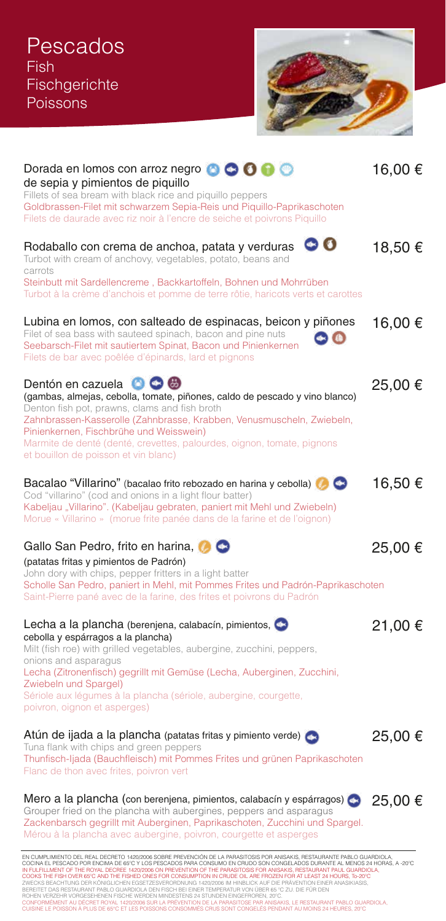# Pescados

## Fish

## Fischgerichte

## Poissons

**Dorada en lomos con arroz negro de sepia y pimientos de piquillo** — 16,00 €
Fillets of sea bream with black rice and piquillo peppers
Goldbrassen-Filet mit schwarzem Sepia-Reis und Piquillo-Paprikaschoten
Filets de daurade avec riz noir à l'encre de seiche et poivrons Piquillo

**Rodaballo con crema de anchoa, patata y verduras** — 18,50 €
Turbot with cream of anchovy, vegetables, potato, beans and carrots
Steinbutt mit Sardellencreme , Backkartoffeln, Bohnen und Mohrrüben
Turbot à la crème d'anchois et pomme de terre rôtie, haricots verts et carottes

**Lubina en lomos, con salteado de espinacas, beicon y piñones** — 16,00 €
Filet of sea bass with sauteed spinach, bacon and pine nuts
Seebarsch-Filet mit sautiertem Spinat, Bacon und Pinienkernen
Filets de bar avec poêlée d'épinards, lard et pignons

**Dentón en cazuela** — 25,00 €
(gambas, almejas, cebolla, tomate, piñones, caldo de pescado y vino blanco)
Denton fish pot, prawns, clams and fish broth
Zahnbrassen-Kasserolle (Zahnbrasse, Krabben, Venusmuscheln, Zwiebeln, Pinienkernen, Fischbrühe und Weisswein)
Marmite de denté (denté, crevettes, palourdes, oignon, tomate, pignons et bouillon de poisson et vin blanc)

**Bacalao "Villarino"** (bacalao frito rebozado en harina y cebolla) — 16,50 €
Cod "villarino" (cod and onions in a light flour batter)
Kabeljau „Villarino". (Kabeljau gebraten, paniert mit Mehl und Zwiebeln)
Morue « Villarino » (morue frite panée dans de la farine et de l'oignon)

**Gallo San Pedro, frito en harina,** — 25,00 €
(patatas fritas y pimientos de Padrón)
John dory with chips, pepper fritters in a light batter
Scholle San Pedro, paniert in Mehl, mit Pommes Frites und Padrón-Paprikaschoten
Saint-Pierre pané avec de la farine, des frites et poivrons du Padrón

**Lecha a la plancha** (berenjena, calabacín, pimientos, cebolla y espárragos a la plancha) — 21,00 €
Milt (fish roe) with grilled vegetables, aubergine, zucchini, peppers, onions and asparagus
Lecha (Zitronenfisch) gegrillt mit Gemüse (Lecha, Auberginen, Zucchini, Zwiebeln und Spargel)
Sériole aux légumes à la plancha (sériole, aubergine, courgette, poivron, oignon et asperges)

**Atún de ijada a la plancha** (patatas fritas y pimiento verde) — 25,00 €
Tuna flank with chips and green peppers
Thunfisch-Ijada (Bauchfleisch) mit Pommes Frites und grünen Paprikaschoten
Flanc de thon avec frites, poivron vert

**Mero a la plancha** (con berenjena, pimientos, calabacín y espárragos) — 25,00 €
Grouper fried on the plancha with aubergines, peppers and asparagus
Zackenbarsch gegrillt mit Auberginen, Paprikaschoten, Zucchini und Spargel.
Mérou à la plancha avec aubergine, poivron, courgette et asperges

---

EN CUMPLIMIENTO DEL REAL DECRETO 1420/2006 SOBRE PREVENCIÓN DE LA PARASITOSIS POR ANISAKIS, RESTAURANTE PABLO GUARDIOLA, COCINA EL PESCADO POR ENCIMA DE 65ºC Y LOS PESCADOS PARA CONSUMO EN CRUDO SON CONGELADOS DURANTE AL MENOS 24 HORAS, A -20ºC
IN FULFILLMENT OF THE ROYAL DECREE 1420/2006 ON PREVENTION OF THE PARASITOSIS FOR ANISAKIS, RESTAURANT PAUL GUARDIOLA, COOKS THE FISH OVER 65ºC AND THE FISHED ONES FOR CONSUMPTION IN CRUDE OIL ARE FROZEN FOR AT LEAST 24 HOURS, To-20ºC
ZWECKS BEACHTUNG DER KÖNIGLICHEN EGSETZESVERORDNUNG 1420/2006 IM HINBLICK AUF DIE PRÄVENTION EINER ANASIKIASIS, BEREITET DAS RESTAURANT PABLO GUARDIOLA DEN FISCH BEI EINER TEMPERATUR VON ÜBER 65 °C ZU. DIE FÜR DEN ROHEN VERZEHR VORGESEHENEN FISCHE WERDEN MINDESTENS 24 STUNDEN EINGEFROREN, 20°C.
CONFORMÉMENT AU DÉCRET ROYAL 1420/2006 SUR LA PRÉVENTION DE LA PARASITOSE PAR ANISAKIS, LE RESTAURANT PABLO GUARDIOLA, CUISINE LE POISSON À PLUS DE 65ºC ET LES POISSONS CONSOMMÉS CRUS SONT CONGELÉS PENDANT AU MOINS 24 HEURES, 20ºC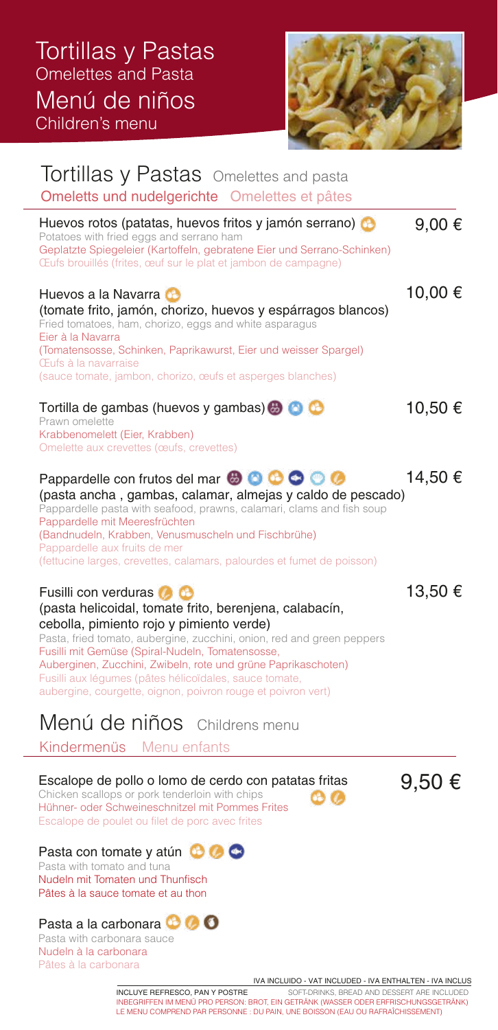# Tortillas y Pastas
Omelettes and Pasta

# Menú de niños
Children's menu

## Tortillas y Pastas Omelettes and pasta

Omeletts und nudelgerichte Omelettes et pâtes

**Huevos rotos (patatas, huevos fritos y jamón serrano)** — 9,00 €
Potatoes with fried eggs and serrano ham
Geplatzte Spiegeleier (Kartoffeln, gebratene Eier und Serrano-Schinken)
Œufs brouillés (frites, œuf sur le plat et jambon de campagne)

**Huevos a la Navarra** — 10,00 €
(tomate frito, jamón, chorizo, huevos y espárragos blancos)
Fried tomatoes, ham, chorizo, eggs and white asparagus
Eier à la Navarra
(Tomatensosse, Schinken, Paprikawurst, Eier und weisser Spargel)
Œufs à la navarraise
(sauce tomate, jambon, chorizo, œufs et asperges blanches)

**Tortilla de gambas (huevos y gambas)** — 10,50 €
Prawn omelette
Krabbenomelett (Eier, Krabben)
Omelette aux crevettes (œufs, crevettes)

**Pappardelle con frutos del mar** — 14,50 €
(pasta ancha , gambas, calamar, almejas y caldo de pescado)
Pappardelle pasta with seafood, prawns, calamari, clams and fish soup
Pappardelle mit Meeresfrüchten
(Bandnudeln, Krabben, Venusmuscheln und Fischbrühe)
Pappardelle aux fruits de mer
(fettucine larges, crevettes, calamars, palourdes et fumet de poisson)

**Fusilli con verduras** — 13,50 €
(pasta helicoidal, tomate frito, berenjena, calabacín, cebolla, pimiento rojo y pimiento verde)
Pasta, fried tomato, aubergine, zucchini, onion, red and green peppers
Fusilli mit Gemüse (Spiral-Nudeln, Tomatensosse, Auberginen, Zucchini, Zwibeln, rote und grüne Paprikaschoten)
Fusilli aux légumes (pâtes hélicoïdales, sauce tomate, aubergine, courgette, oignon, poivron rouge et poivron vert)

## Menú de niños Childrens menu

Kindermenüs Menu enfants

9,50 €

**Escalope de pollo o lomo de cerdo con patatas fritas**
Chicken scallops or pork tenderloin with chips
Hühner- oder Schweineschnitzel mit Pommes Frites
Escalope de poulet ou filet de porc avec frites

**Pasta con tomate y atún**
Pasta with tomato and tuna
Nudeln mit Tomaten und Thunfisch
Pâtes à la sauce tomate et au thon

**Pasta a la carbonara**
Pasta with carbonara sauce
Nudeln à la carbonara
Pâtes à la carbonara

IVA INCLUIDO - VAT INCLUDED - IVA ENTHALTEN - IVA INCLUS

INCLUYE REFRESCO, PAN Y POSTRE SOFT-DRINKS, BREAD AND DESSERT ARE INCLUDED
INBEGRIFFEN IM MENÜ PRO PERSON: BROT, EIN GETRÄNK (WASSER ODER ERFRISCHUNGSGETRÄNK)
LE MENU COMPREND PAR PERSONNE : DU PAIN, UNE BOISSON (EAU OU RAFRAÎCHISSEMENT)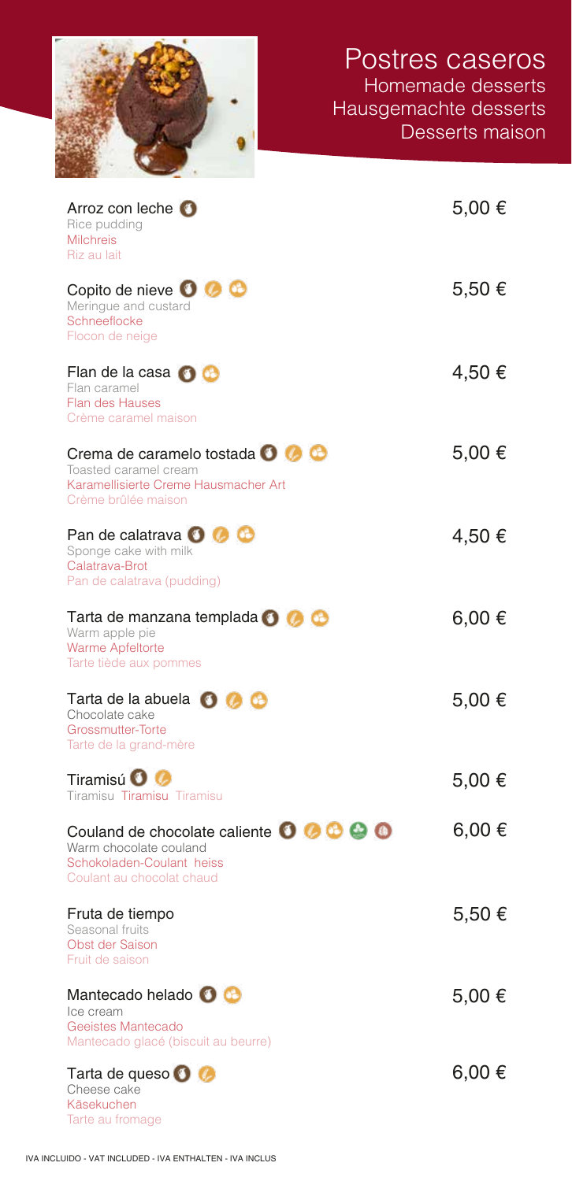# Postres caseros

## Homemade desserts

## Hausgemachte desserts

## Desserts maison

| | |
|---|---|
| **Arroz con leche**<br>Rice pudding<br>Milchreis<br>Riz au lait | 5,00 € |
| **Copito de nieve**<br>Meringue and custard<br>Schneeflocke<br>Flocon de neige | 5,50 € |
| **Flan de la casa**<br>Flan caramel<br>Flan des Hauses<br>Crème caramel maison | 4,50 € |
| **Crema de caramelo tostada**<br>Toasted caramel cream<br>Karamellisierte Creme Hausmacher Art<br>Crème brûlée maison | 5,00 € |
| **Pan de calatrava**<br>Sponge cake with milk<br>Calatrava-Brot<br>Pan de calatrava (pudding) | 4,50 € |
| **Tarta de manzana templada**<br>Warm apple pie<br>Warme Apfeltorte<br>Tarte tiède aux pommes | 6,00 € |
| **Tarta de la abuela**<br>Chocolate cake<br>Grossmutter-Torte<br>Tarte de la grand-mère | 5,00 € |
| **Tiramisú**<br>Tiramisu Tiramisu Tiramisu | 5,00 € |
| **Couland de chocolate caliente**<br>Warm chocolate couland<br>Schokoladen-Coulant heiss<br>Coulant au chocolat chaud | 6,00 € |
| **Fruta de tiempo**<br>Seasonal fruits<br>Obst der Saison<br>Fruit de saison | 5,50 € |
| **Mantecado helado**<br>Ice cream<br>Geeistes Mantecado<br>Mantecado glacé (biscuit au beurre) | 5,00 € |
| **Tarta de queso**<br>Cheese cake<br>Käsekuchen<br>Tarte au fromage | 6,00 € |

IVA INCLUIDO - VAT INCLUDED - IVA ENTHALTEN - IVA INCLUS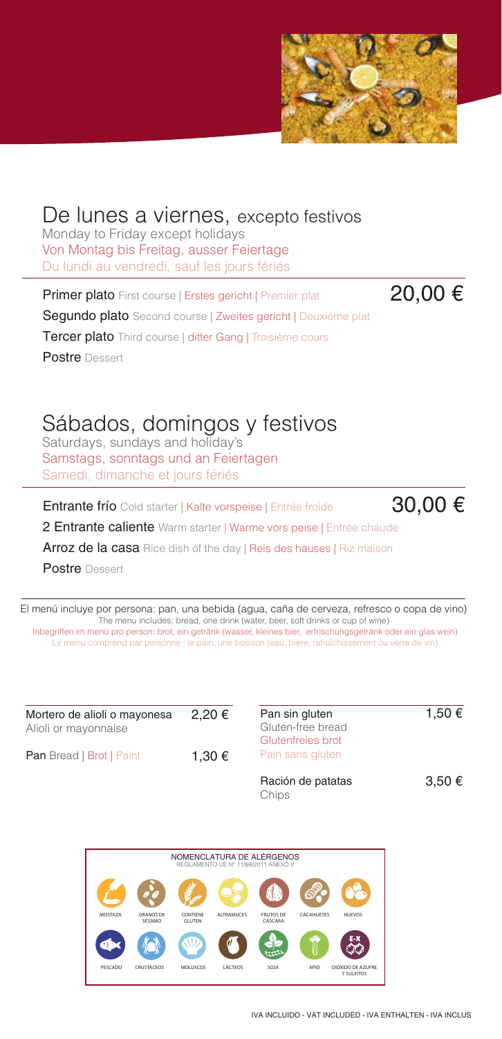## De lunes a viernes, excepto festivos

Monday to Friday except holidays
Von Montag bis Freitag, ausser Feiertage
Du lundi au vendredi, sauf les jours fériés

**20,00 €**

**Primer plato** First course | Erstes gericht | Premier plat
**Segundo plato** Second course | Zweites gericht | Deuxième plat
**Tercer plato** Third course | ditter Gang | Troisième cours
**Postre** Dessert

## Sábados, domingos y festivos

Saturdays, sundays and holiday's
Samstags, sonntags und an Feiertagen
Samedi, dimanche et jours fériés

**30,00 €**

**Entrante frío** Cold starter | Kalte vorspeise | Entrée froide
**2 Entrante caliente** Warm starter | Warme vors peise | Entrée chaude
**Arroz de la casa** Rice dish of the day | Reis des hauses | Riz maison
**Postre** Dessert

El menú incluye por persona: pan, una bebida (agua, caña de cerveza, refresco o copa de vino)
The menu includes: bread, one drink (water, beer, soft drinks or cup of wine)
Inbegriffen im menü pro person: brot, ein getränk (wasser, kleines bier, erfrischungsgetränk oder ein glas wein)
Le menu comprend par personne : le pain, une boisson (eau, bière, rafraîchissement ou verre de vin)

| | |
|---|---|
| Mortero de alioli o mayonesa<br>Alioli or mayonnaise | 2,20 € |
| **Pan** Bread \| Brot \| Paint | 1,30 € |
| Pan sin gluten<br>Gluten-free bread<br>Glutenfreies brot<br>Pain sans gluten | 1,50 € |
| Ración de patatas<br>Chips | 3,50 € |

NOMENCLATURA DE ALÉRGENOS
REGLAMENTO UE Nº 11/69/2011 ANEXO II

MOSTAZA
GRANOS DE SÉSAMO
CONTIENE GLUTEN
ALTRAMUCES
FRUTOS DE CÁSCARA
CACAHUETES
HUEVOS
PESCADO
CRUSTÁCEOS
MOLUSCOS
LÁCTEOS
SOJA
APIO
DIÓXIDO DE AZUFRE Y SULFITOS

IVA INCLUIDO - VAT INCLUDED - IVA ENTHALTEN - IVA INCLUS